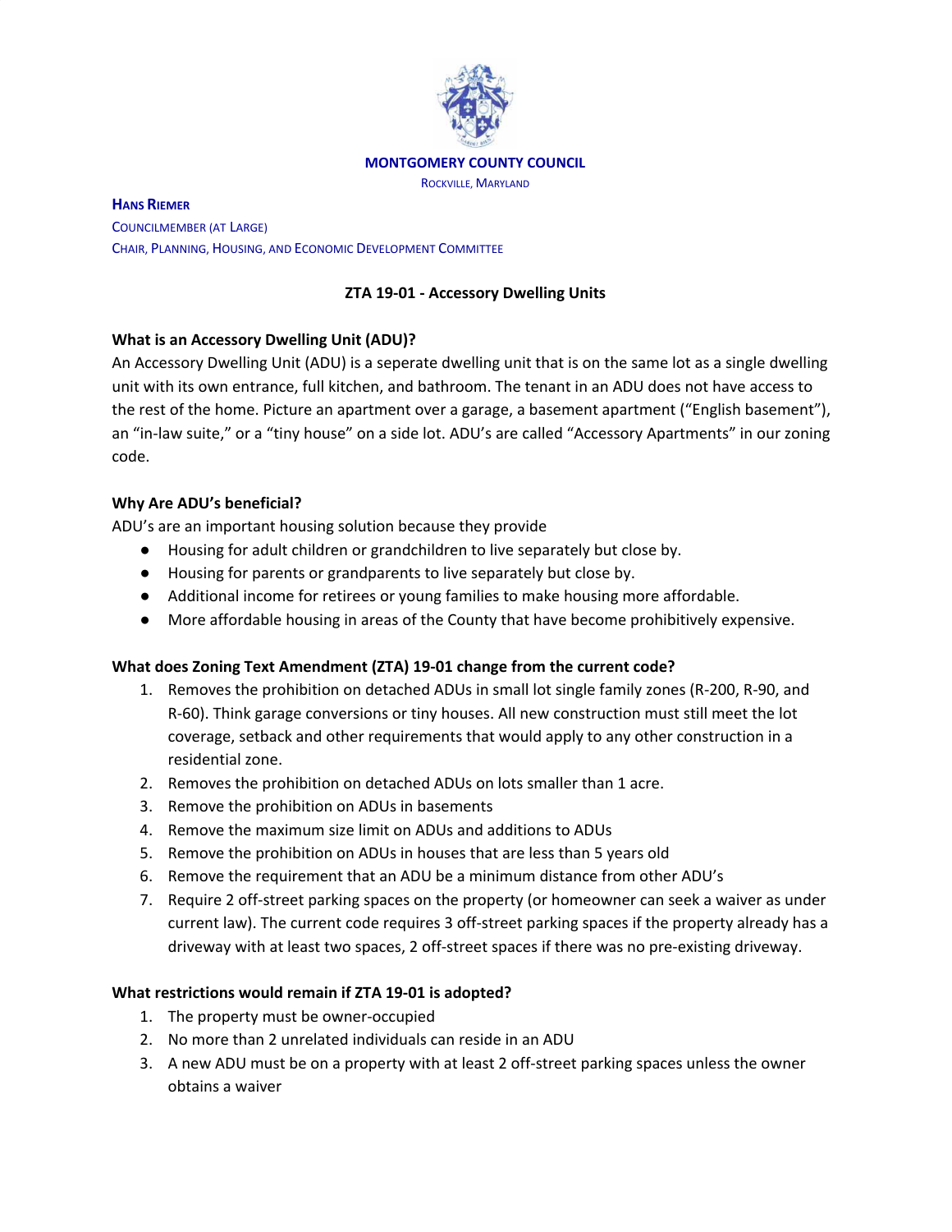**MONTGOMERY COUNTY COUNCIL**

ROCKVILLE, MARYLAND

**HANS RIEMER**

COUNCILMEMBER (AT LARGE)

CHAIR, PLANNING, HOUSING, AND ECONOMIC DEVELOPMENT COMMITTEE

## ZTA 19-01 - Accessory Dwelling Units

### What is an Accessory Dwelling Unit (ADU)?

An Accessory Dwelling Unit (ADU) is a seperate dwelling unit that is on the same lot as a single dwelling unit with its own entrance, full kitchen, and bathroom. The tenant in an ADU does not have access to the rest of the home. Picture an apartment over a garage, a basement apartment ("English basement"), an "in-law suite," or a "tiny house" on a side lot. ADU's are called "Accessory Apartments" in our zoning code.

### Why Are ADU's beneficial?

ADU's are an important housing solution because they provide

- Housing for adult children or grandchildren to live separately but close by.
- Housing for parents or grandparents to live separately but close by.
- Additional income for retirees or young families to make housing more affordable.
- More affordable housing in areas of the County that have become prohibitively expensive.

### What does Zoning Text Amendment (ZTA) 19-01 change from the current code?

1. Removes the prohibition on detached ADUs in small lot single family zones (R-200, R-90, and R-60). Think garage conversions or tiny houses. All new construction must still meet the lot coverage, setback and other requirements that would apply to any other construction in a residential zone.
2. Removes the prohibition on detached ADUs on lots smaller than 1 acre.
3. Remove the prohibition on ADUs in basements
4. Remove the maximum size limit on ADUs and additions to ADUs
5. Remove the prohibition on ADUs in houses that are less than 5 years old
6. Remove the requirement that an ADU be a minimum distance from other ADU's
7. Require 2 off-street parking spaces on the property (or homeowner can seek a waiver as under current law). The current code requires 3 off-street parking spaces if the property already has a driveway with at least two spaces, 2 off-street spaces if there was no pre-existing driveway.

### What restrictions would remain if ZTA 19-01 is adopted?

1. The property must be owner-occupied
2. No more than 2 unrelated individuals can reside in an ADU
3. A new ADU must be on a property with at least 2 off-street parking spaces unless the owner obtains a waiver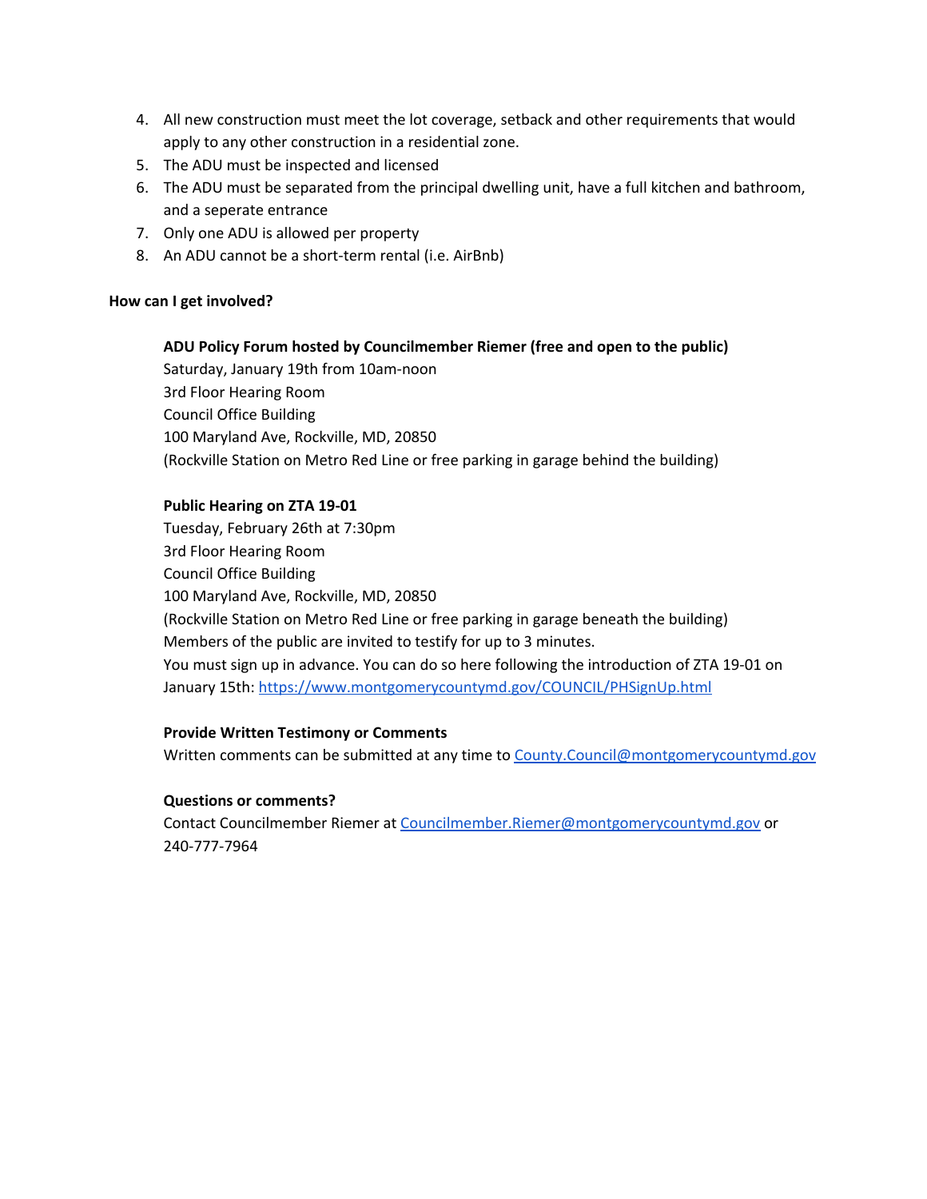4. All new construction must meet the lot coverage, setback and other requirements that would apply to any other construction in a residential zone.
5. The ADU must be inspected and licensed
6. The ADU must be separated from the principal dwelling unit, have a full kitchen and bathroom, and a seperate entrance
7. Only one ADU is allowed per property
8. An ADU cannot be a short-term rental (i.e. AirBnb)

**How can I get involved?**

**ADU Policy Forum hosted by Councilmember Riemer (free and open to the public)**
Saturday, January 19th from 10am-noon
3rd Floor Hearing Room
Council Office Building
100 Maryland Ave, Rockville, MD, 20850
(Rockville Station on Metro Red Line or free parking in garage behind the building)

**Public Hearing on ZTA 19-01**
Tuesday, February 26th at 7:30pm
3rd Floor Hearing Room
Council Office Building
100 Maryland Ave, Rockville, MD, 20850
(Rockville Station on Metro Red Line or free parking in garage beneath the building)
Members of the public are invited to testify for up to 3 minutes.
You must sign up in advance. You can do so here following the introduction of ZTA 19-01 on January 15th: https://www.montgomerycountymd.gov/COUNCIL/PHSignUp.html

**Provide Written Testimony or Comments**
Written comments can be submitted at any time to County.Council@montgomerycountymd.gov

**Questions or comments?**
Contact Councilmember Riemer at Councilmember.Riemer@montgomerycountymd.gov or 240-777-7964